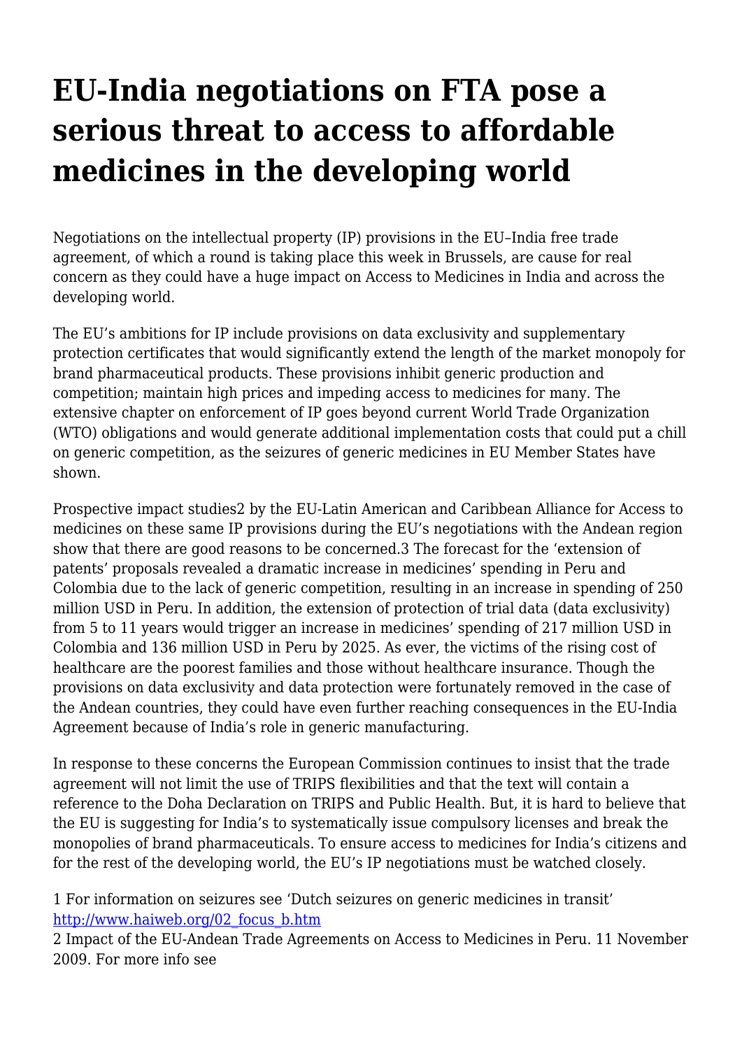# EU-India negotiations on FTA pose a serious threat to access to affordable medicines in the developing world

Negotiations on the intellectual property (IP) provisions in the EU–India free trade agreement, of which a round is taking place this week in Brussels, are cause for real concern as they could have a huge impact on Access to Medicines in India and across the developing world.

The EU's ambitions for IP include provisions on data exclusivity and supplementary protection certificates that would significantly extend the length of the market monopoly for brand pharmaceutical products. These provisions inhibit generic production and competition; maintain high prices and impeding access to medicines for many. The extensive chapter on enforcement of IP goes beyond current World Trade Organization (WTO) obligations and would generate additional implementation costs that could put a chill on generic competition, as the seizures of generic medicines in EU Member States have shown.

Prospective impact studies[2] by the EU-Latin American and Caribbean Alliance for Access to medicines on these same IP provisions during the EU's negotiations with the Andean region show that there are good reasons to be concerned.[3] The forecast for the 'extension of patents' proposals revealed a dramatic increase in medicines' spending in Peru and Colombia due to the lack of generic competition, resulting in an increase in spending of 250 million USD in Peru. In addition, the extension of protection of trial data (data exclusivity) from 5 to 11 years would trigger an increase in medicines' spending of 217 million USD in Colombia and 136 million USD in Peru by 2025. As ever, the victims of the rising cost of healthcare are the poorest families and those without healthcare insurance. Though the provisions on data exclusivity and data protection were fortunately removed in the case of the Andean countries, they could have even further reaching consequences in the EU-India Agreement because of India's role in generic manufacturing.

In response to these concerns the European Commission continues to insist that the trade agreement will not limit the use of TRIPS flexibilities and that the text will contain a reference to the Doha Declaration on TRIPS and Public Health. But, it is hard to believe that the EU is suggesting for India's to systematically issue compulsory licenses and break the monopolies of brand pharmaceuticals. To ensure access to medicines for India's citizens and for the rest of the developing world, the EU's IP negotiations must be watched closely.

1 For information on seizures see 'Dutch seizures on generic medicines in transit' http://www.haiweb.org/02_focus_b.htm

2 Impact of the EU-Andean Trade Agreements on Access to Medicines in Peru. 11 November 2009. For more info see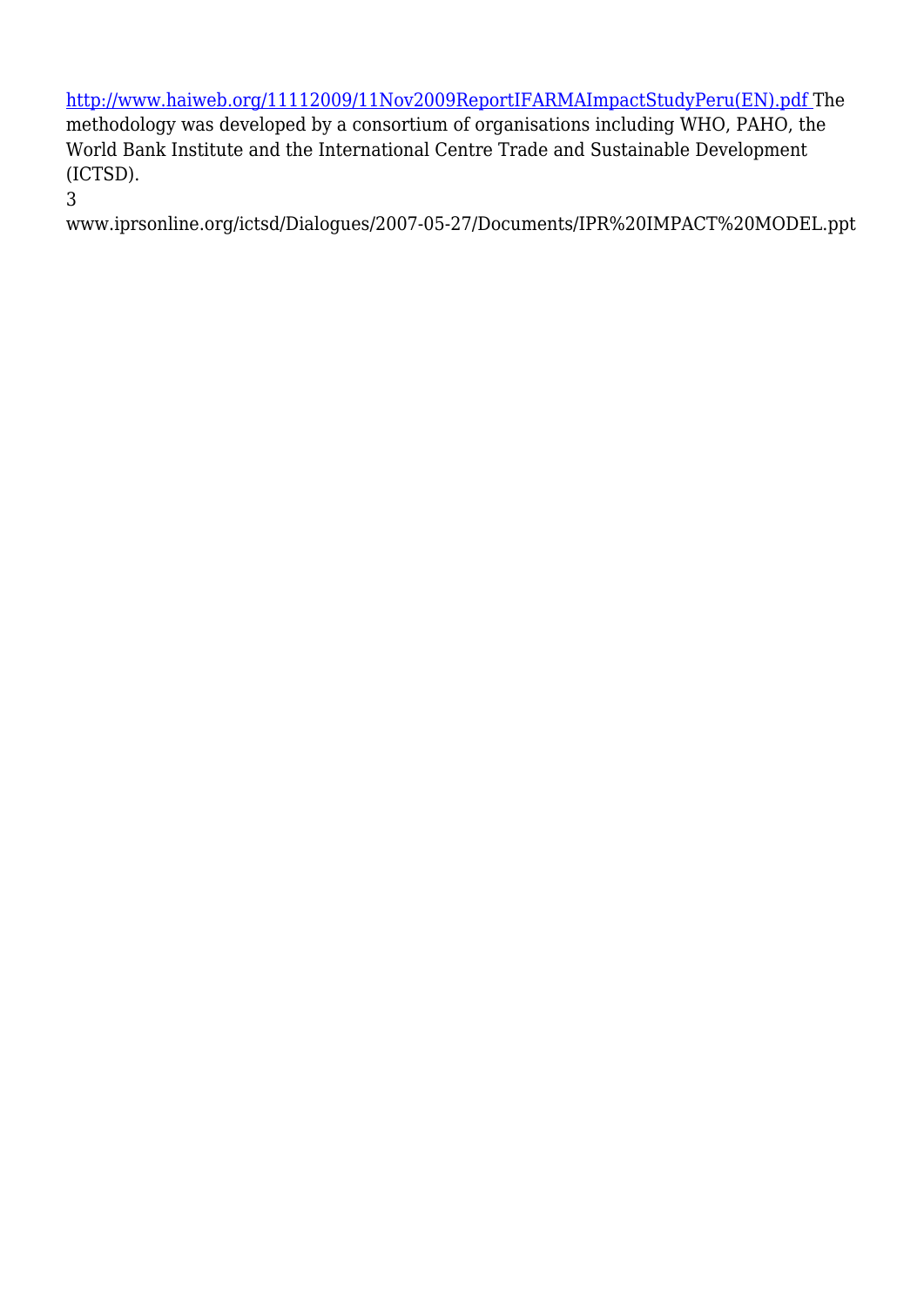http://www.haiweb.org/11112009/11Nov2009ReportIFARMAImpactStudyPeru(EN).pdf The methodology was developed by a consortium of organisations including WHO, PAHO, the World Bank Institute and the International Centre Trade and Sustainable Development (ICTSD).

3

www.iprsonline.org/ictsd/Dialogues/2007-05-27/Documents/IPR%20IMPACT%20MODEL.ppt